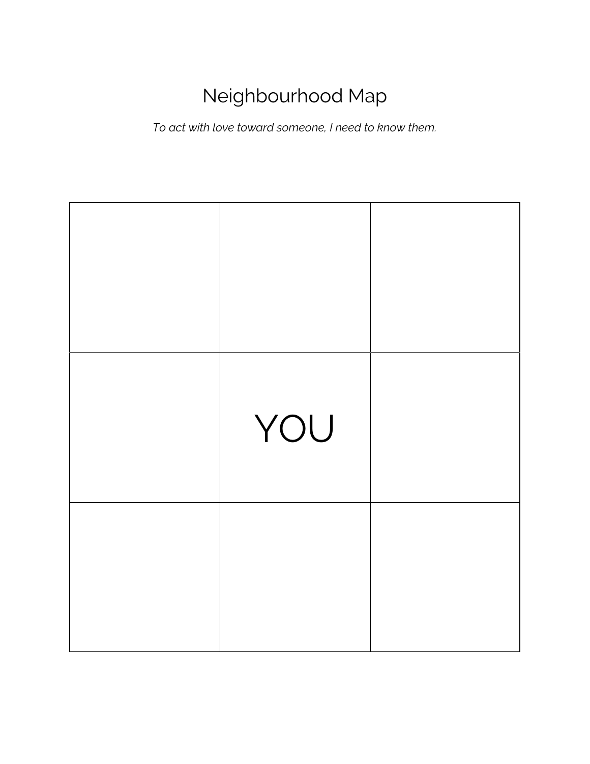# Neighbourhood Map

*To act with love toward someone, I need to know them.*

| | | |
|---|---|---|
| | | |
| | YOU | |
| | | |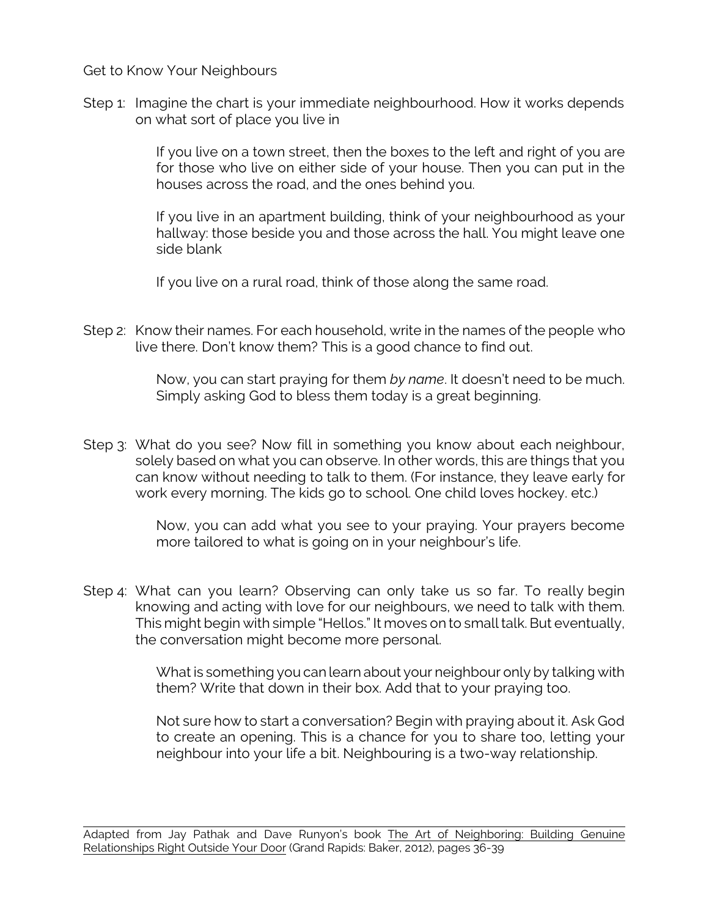Get to Know Your Neighbours

Step 1: Imagine the chart is your immediate neighbourhood. How it works depends on what sort of place you live in

If you live on a town street, then the boxes to the left and right of you are for those who live on either side of your house. Then you can put in the houses across the road, and the ones behind you.

If you live in an apartment building, think of your neighbourhood as your hallway: those beside you and those across the hall. You might leave one side blank

If you live on a rural road, think of those along the same road.

Step 2: Know their names. For each household, write in the names of the people who live there. Don't know them? This is a good chance to find out.

Now, you can start praying for them *by name*. It doesn't need to be much. Simply asking God to bless them today is a great beginning.

Step 3: What do you see? Now fill in something you know about each neighbour, solely based on what you can observe. In other words, this are things that you can know without needing to talk to them. (For instance, they leave early for work every morning. The kids go to school. One child loves hockey. etc.)

Now, you can add what you see to your praying. Your prayers become more tailored to what is going on in your neighbour's life.

Step 4: What can you learn? Observing can only take us so far. To really begin knowing and acting with love for our neighbours, we need to talk with them. This might begin with simple "Hellos." It moves on to small talk. But eventually, the conversation might become more personal.

What is something you can learn about your neighbour only by talking with them? Write that down in their box. Add that to your praying too.

Not sure how to start a conversation? Begin with praying about it. Ask God to create an opening. This is a chance for you to share too, letting your neighbour into your life a bit. Neighbouring is a two-way relationship.

---

Adapted from Jay Pathak and Dave Runyon's book The Art of Neighboring: Building Genuine Relationships Right Outside Your Door (Grand Rapids: Baker, 2012), pages 36-39